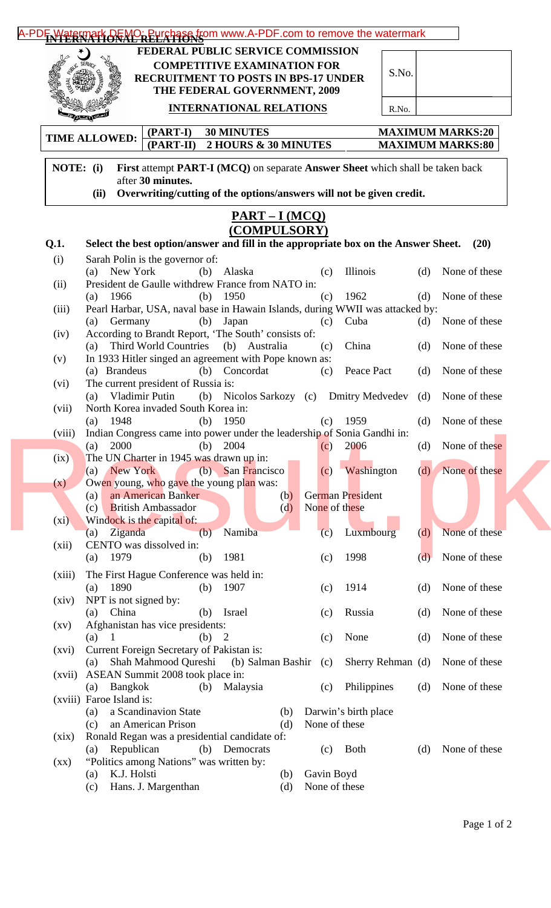# FEDERAL PUBLIC SERVICE COMMISSION

## COMPETITIVE EXAMINATION FOR RECRUITMENT TO POSTS IN BPS-17 UNDER THE FEDERAL GOVERNMENT, 2009

## INTERNATIONAL RELATIONS

S.No.

R.No.

| TIME ALLOWED: | (PART-I) | 30 MINUTES | MAXIMUM MARKS:20 |
|---|---|---|---|
| | (PART-II) | 2 HOURS & 30 MINUTES | MAXIMUM MARKS:80 |

**NOTE: (i)** **First** attempt **PART-I (MCQ)** on separate **Answer Sheet** which shall be taken back after **30 minutes.**

**(ii) Overwriting/cutting of the options/answers will not be given credit.**

## PART – I (MCQ) (COMPULSORY)

**Q.1. Select the best option/answer and fill in the appropriate box on the Answer Sheet. (20)**

(i) Sarah Polin is the governor of:
(a) New York (b) Alaska (c) Illinois (d) None of these

(ii) President de Gaulle withdrew France from NATO in:
(a) 1966 (b) 1950 (c) 1962 (d) None of these

(iii) Pearl Harbar, USA, naval base in Hawain Islands, during WWII was attacked by:
(a) Germany (b) Japan (c) Cuba (d) None of these

(iv) According to Brandt Report, 'The South' consists of:
(a) Third World Countries (b) Australia (c) China (d) None of these

(v) In 1933 Hitler singed an agreement with Pope known as:
(a) Brandeus (b) Concordat (c) Peace Pact (d) None of these

(vi) The current president of Russia is:
(a) Vladimir Putin (b) Nicolos Sarkozy (c) Dmitry Medvedev (d) None of these

(vii) North Korea invaded South Korea in:
(a) 1948 (b) 1950 (c) 1959 (d) None of these

(viii) Indian Congress came into power under the leadership of Sonia Gandhi in:
(a) 2000 (b) 2004 (c) 2006 (d) None of these

(ix) The UN Charter in 1945 was drawn up in:
(a) New York (b) San Francisco (c) Washington (d) None of these

(x) Owen young, who gave the young plan was:
(a) an American Banker (b) German President
(c) British Ambassador (d) None of these

(xi) Windock is the capital of:
(a) Ziganda (b) Namiba (c) Luxmbourg (d) None of these

(xii) CENTO was dissolved in:
(a) 1979 (b) 1981 (c) 1998 (d) None of these

(xiii) The First Hague Conference was held in:
(a) 1890 (b) 1907 (c) 1914 (d) None of these

(xiv) NPT is not signed by:
(a) China (b) Israel (c) Russia (d) None of these

(xv) Afghanistan has vice presidents:
(a) 1 (b) 2 (c) None (d) None of these

(xvi) Current Foreign Secretary of Pakistan is:
(a) Shah Mahmood Qureshi (b) Salman Bashir (c) Sherry Rehman (d) None of these

(xvii) ASEAN Summit 2008 took place in:
(a) Bangkok (b) Malaysia (c) Philippines (d) None of these

(xviii) Faroe Island is:
(a) a Scandinavion State (b) Darwin's birth place
(c) an American Prison (d) None of these

(xix) Ronald Regan was a presidential candidate of:
(a) Republican (b) Democrats (c) Both (d) None of these

(xx) "Politics among Nations" was written by:
(a) K.J. Holsti (b) Gavin Boyd
(c) Hans. J. Margenthan (d) None of these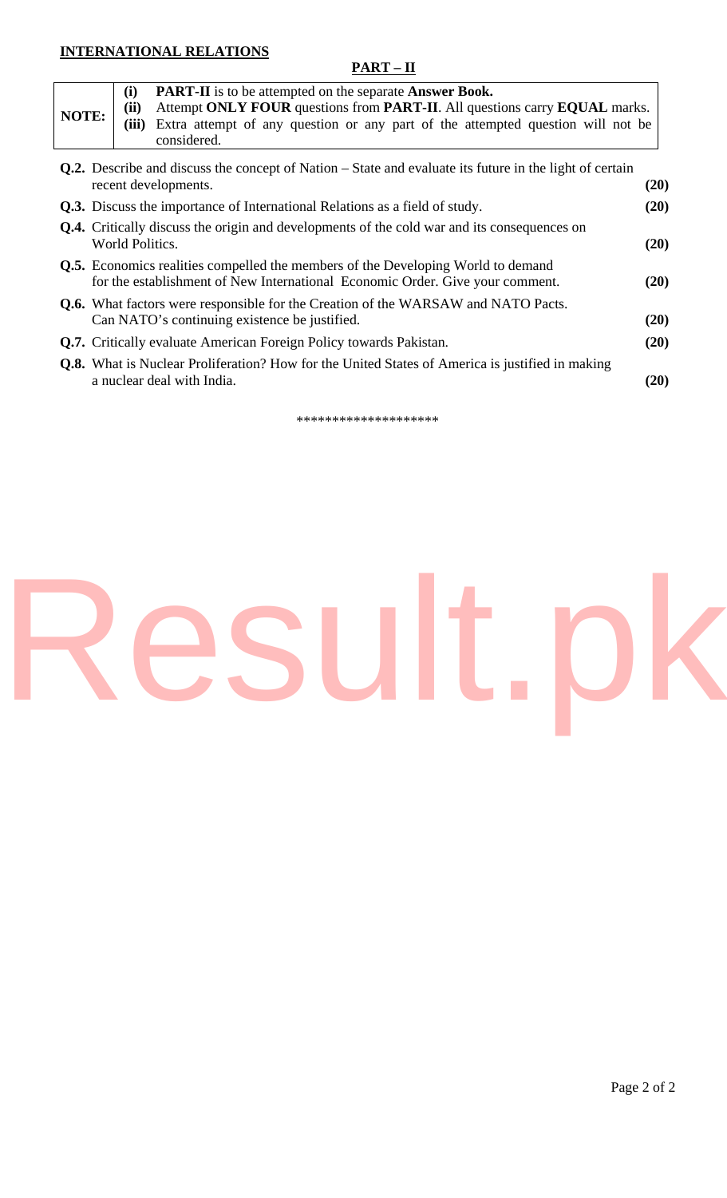**INTERNATIONAL RELATIONS**

**PART – II**

| | | |
|---|---|---|
| **NOTE:** | **(i)** | **PART-II** is to be attempted on the separate **Answer Book.** |
| | **(ii)** | Attempt **ONLY FOUR** questions from **PART-II**. All questions carry **EQUAL** marks. |
| | **(iii)** | Extra attempt of any question or any part of the attempted question will not be considered. |

**Q.2.** Describe and discuss the concept of Nation – State and evaluate its future in the light of certain recent developments. **(20)**

**Q.3.** Discuss the importance of International Relations as a field of study. **(20)**

**Q.4.** Critically discuss the origin and developments of the cold war and its consequences on World Politics. **(20)**

**Q.5.** Economics realities compelled the members of the Developing World to demand for the establishment of New International Economic Order. Give your comment. **(20)**

**Q.6.** What factors were responsible for the Creation of the WARSAW and NATO Pacts. Can NATO's continuing existence be justified. **(20)**

**Q.7.** Critically evaluate American Foreign Policy towards Pakistan. **(20)**

**Q.8.** What is Nuclear Proliferation? How for the United States of America is justified in making a nuclear deal with India. **(20)**

*******************